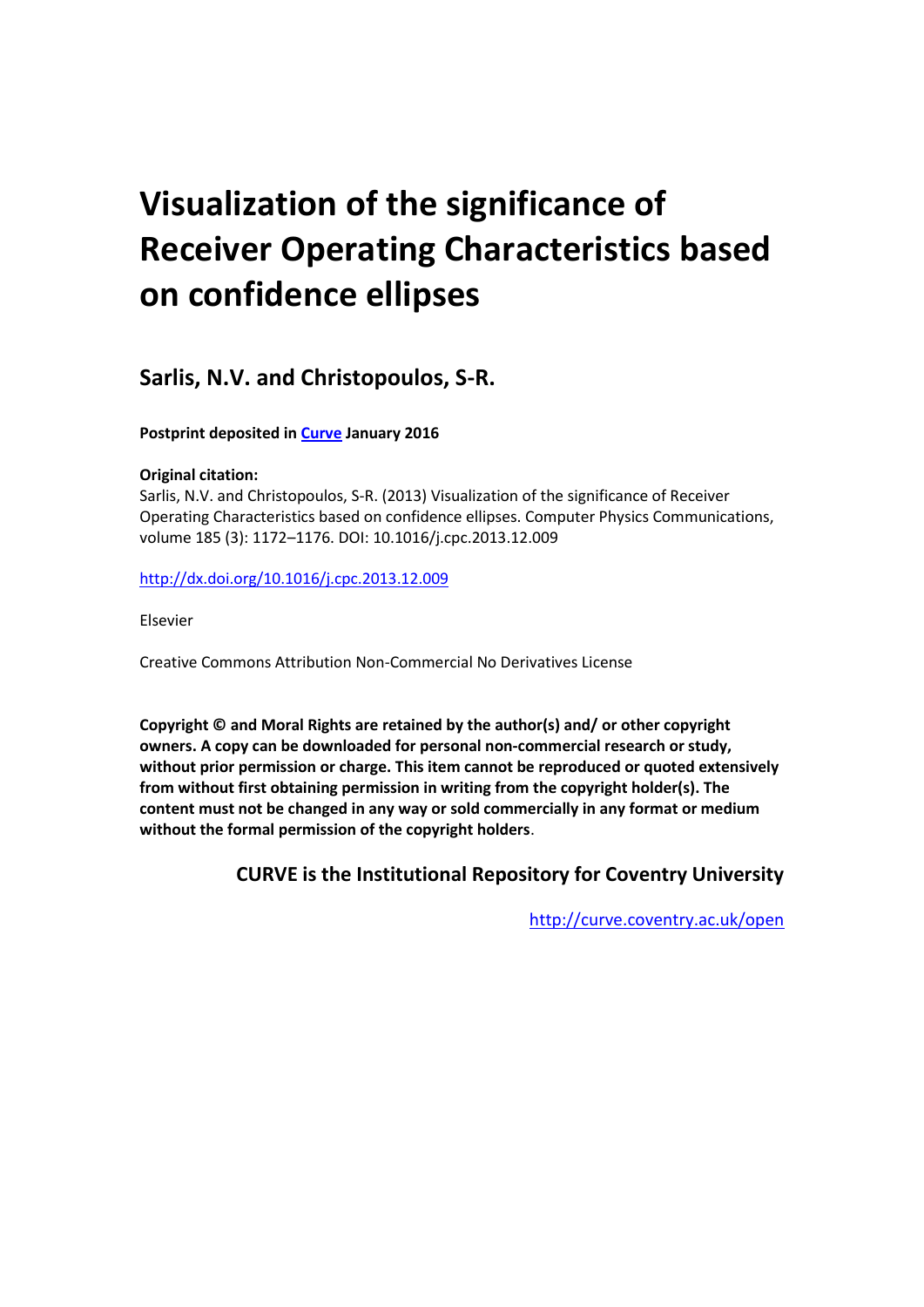# Visualization of the significance of Receiver Operating Characteristics based on confidence ellipses

## Sarlis, N.V. and Christopoulos, S-R.

**Postprint deposited in [Curve](http://curve.coventry.ac.uk/open) January 2016**

**Original citation:**
Sarlis, N.V. and Christopoulos, S-R. (2013) Visualization of the significance of Receiver Operating Characteristics based on confidence ellipses. Computer Physics Communications, volume 185 (3): 1172–1176. DOI: 10.1016/j.cpc.2013.12.009

http://dx.doi.org/10.1016/j.cpc.2013.12.009

Elsevier

Creative Commons Attribution Non-Commercial No Derivatives License

**Copyright © and Moral Rights are retained by the author(s) and/ or other copyright owners. A copy can be downloaded for personal non-commercial research or study, without prior permission or charge. This item cannot be reproduced or quoted extensively from without first obtaining permission in writing from the copyright holder(s). The content must not be changed in any way or sold commercially in any format or medium without the formal permission of the copyright holders**.

**CURVE is the Institutional Repository for Coventry University**

http://curve.coventry.ac.uk/open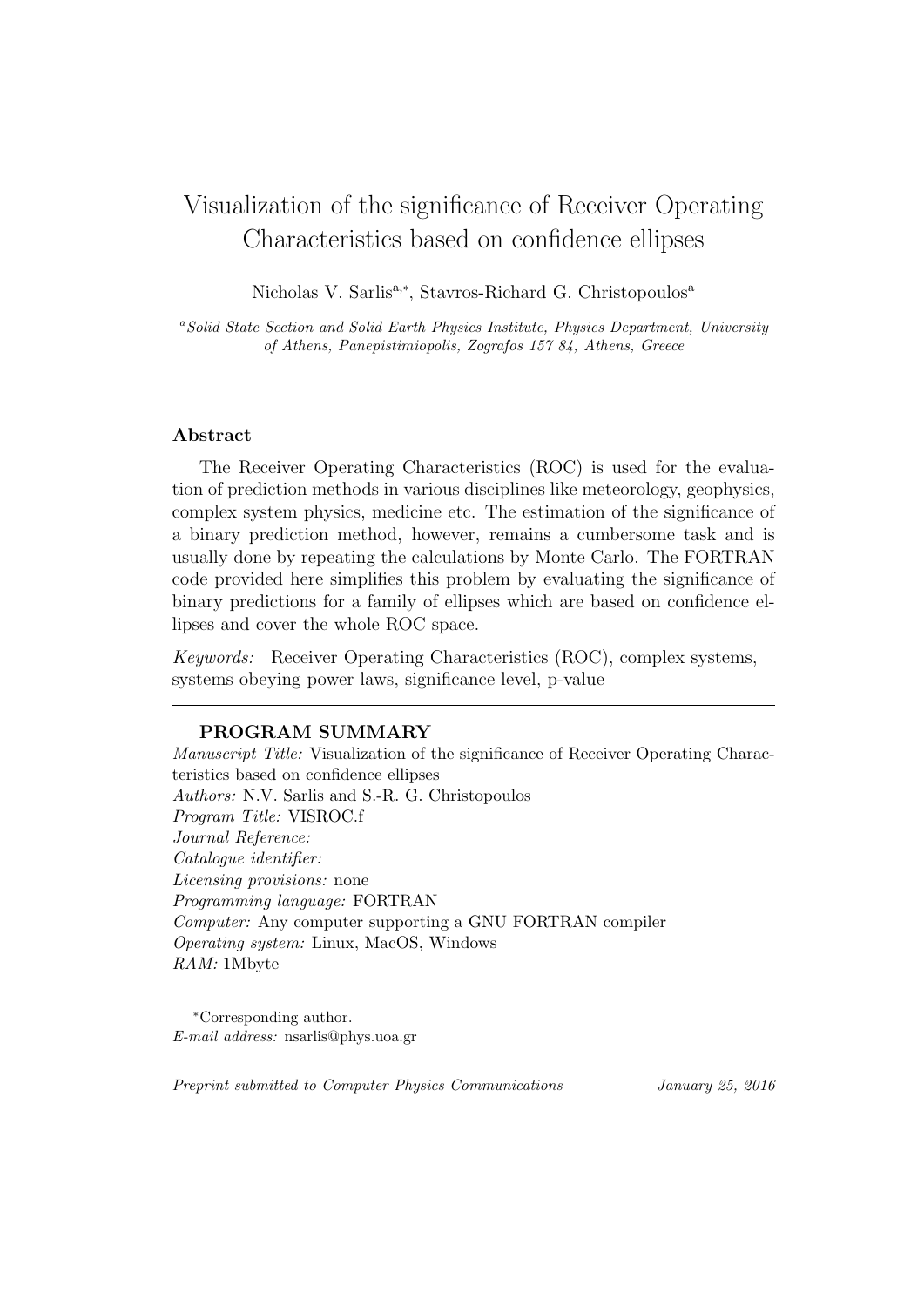# Visualization of the significance of Receiver Operating Characteristics based on confidence ellipses

Nicholas V. Sarlis[a,*], Stavros-Richard G. Christopoulos[a]

[a] *Solid State Section and Solid Earth Physics Institute, Physics Department, University of Athens, Panepistimiopolis, Zografos 157 84, Athens, Greece*

---

## Abstract

The Receiver Operating Characteristics (ROC) is used for the evaluation of prediction methods in various disciplines like meteorology, geophysics, complex system physics, medicine etc. The estimation of the significance of a binary prediction method, however, remains a cumbersome task and is usually done by repeating the calculations by Monte Carlo. The FORTRAN code provided here simplifies this problem by evaluating the significance of binary predictions for a family of ellipses which are based on confidence ellipses and cover the whole ROC space.

*Keywords:* Receiver Operating Characteristics (ROC), complex systems, systems obeying power laws, significance level, p-value

---

## PROGRAM SUMMARY

*Manuscript Title:* Visualization of the significance of Receiver Operating Characteristics based on confidence ellipses
*Authors:* N.V. Sarlis and S.-R. G. Christopoulos
*Program Title:* VISROC.f
*Journal Reference:*
*Catalogue identifier:*
*Licensing provisions:* none
*Programming language:* FORTRAN
*Computer:* Any computer supporting a GNU FORTRAN compiler
*Operating system:* Linux, MacOS, Windows
*RAM:* 1Mbyte

---

*Corresponding author.
*E-mail address:* nsarlis@phys.uoa.gr

*Preprint submitted to Computer Physics Communications* *January 25, 2016*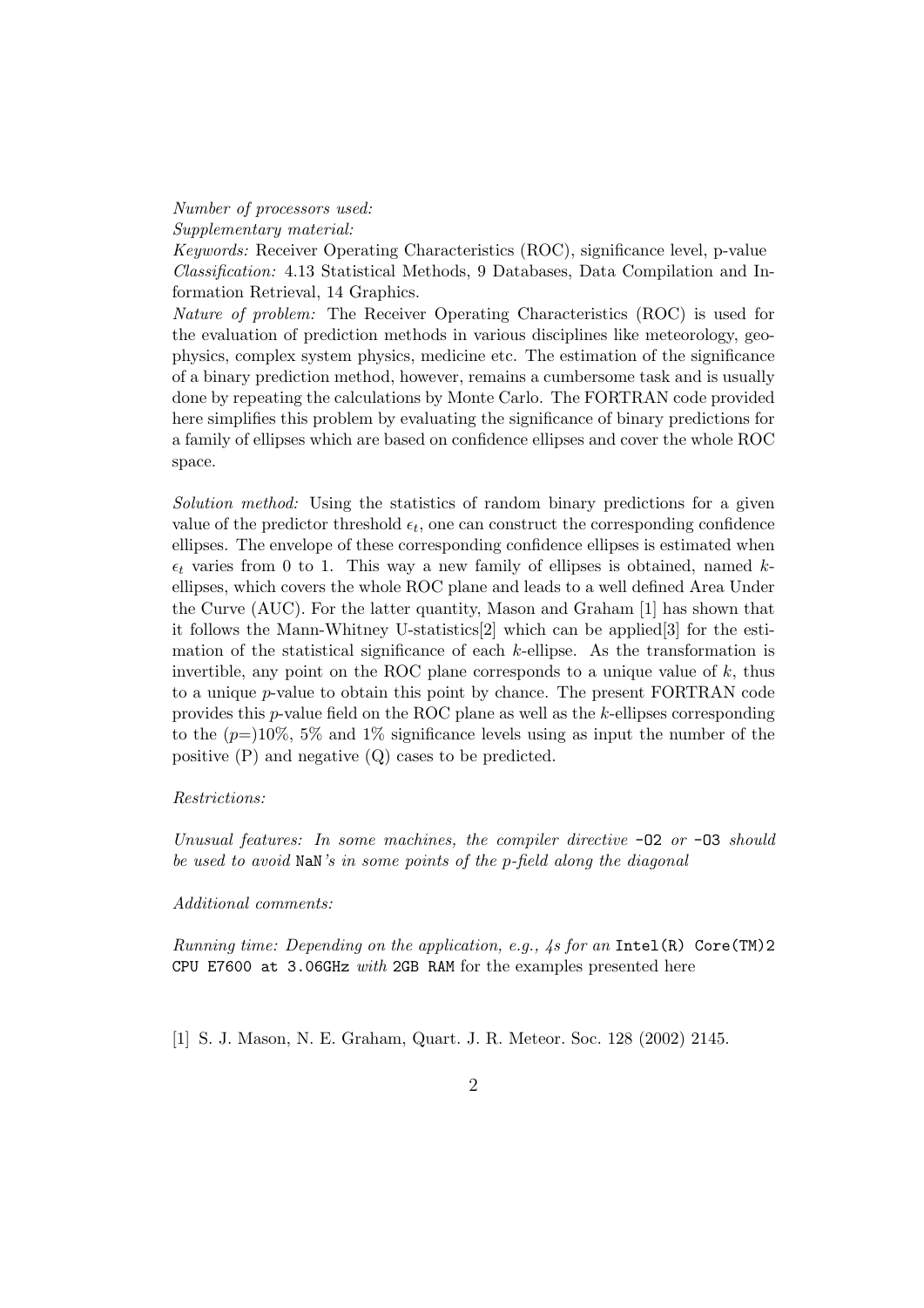*Number of processors used:*
*Supplementary material:*
*Keywords:* Receiver Operating Characteristics (ROC), significance level, p-value
*Classification:* 4.13 Statistical Methods, 9 Databases, Data Compilation and Information Retrieval, 14 Graphics.
*Nature of problem:* The Receiver Operating Characteristics (ROC) is used for the evaluation of prediction methods in various disciplines like meteorology, geophysics, complex system physics, medicine etc. The estimation of the significance of a binary prediction method, however, remains a cumbersome task and is usually done by repeating the calculations by Monte Carlo. The FORTRAN code provided here simplifies this problem by evaluating the significance of binary predictions for a family of ellipses which are based on confidence ellipses and cover the whole ROC space.

*Solution method:* Using the statistics of random binary predictions for a given value of the predictor threshold $\epsilon_t$, one can construct the corresponding confidence ellipses. The envelope of these corresponding confidence ellipses is estimated when $\epsilon_t$ varies from 0 to 1. This way a new family of ellipses is obtained, named $k$-ellipses, which covers the whole ROC plane and leads to a well defined Area Under the Curve (AUC). For the latter quantity, Mason and Graham [1] has shown that it follows the Mann-Whitney U-statistics[2] which can be applied[3] for the estimation of the statistical significance of each $k$-ellipse. As the transformation is invertible, any point on the ROC plane corresponds to a unique value of $k$, thus to a unique $p$-value to obtain this point by chance. The present FORTRAN code provides this $p$-value field on the ROC plane as well as the $k$-ellipses corresponding to the ($p$=)10%, 5% and 1% significance levels using as input the number of the positive (P) and negative (Q) cases to be predicted.

*Restrictions:*

*Unusual features: In some machines, the compiler directive* `-O2` *or* `-O3` *should be used to avoid* `NaN`*'s in some points of the p-field along the diagonal*

*Additional comments:*

*Running time: Depending on the application, e.g., 4s for an* `Intel(R) Core(TM)2 CPU E7600 at 3.06GHz` *with* `2GB RAM` for the examples presented here

[1] S. J. Mason, N. E. Graham, Quart. J. R. Meteor. Soc. 128 (2002) 2145.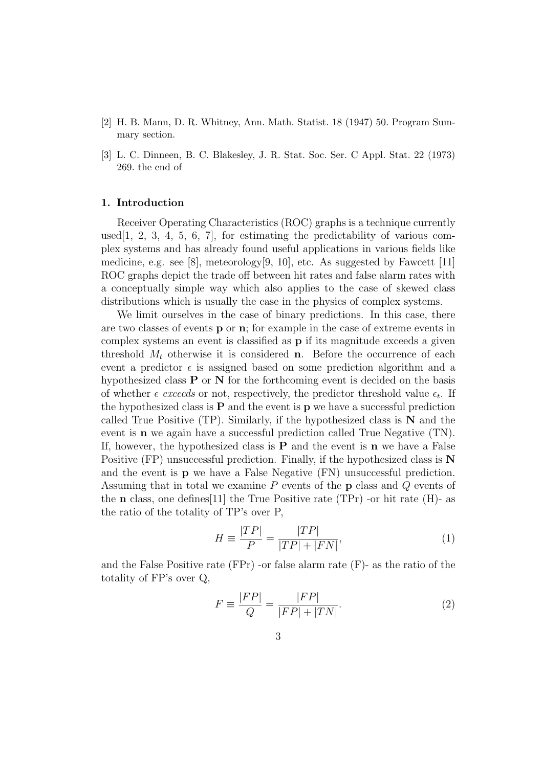[2] H. B. Mann, D. R. Whitney, Ann. Math. Statist. 18 (1947) 50. Program Summary section.

[3] L. C. Dinneen, B. C. Blakesley, J. R. Stat. Soc. Ser. C Appl. Stat. 22 (1973) 269. the end of

## 1. Introduction

Receiver Operating Characteristics (ROC) graphs is a technique currently used[1, 2, 3, 4, 5, 6, 7], for estimating the predictability of various complex systems and has already found useful applications in various fields like medicine, e.g. see [8], meteorology[9, 10], etc. As suggested by Fawcett [11] ROC graphs depict the trade off between hit rates and false alarm rates with a conceptually simple way which also applies to the case of skewed class distributions which is usually the case in the physics of complex systems.

We limit ourselves in the case of binary predictions. In this case, there are two classes of events **p** or **n**; for example in the case of extreme events in complex systems an event is classified as **p** if its magnitude exceeds a given threshold $M_t$ otherwise it is considered **n**. Before the occurrence of each event a predictor $\epsilon$ is assigned based on some prediction algorithm and a hypothesized class **P** or **N** for the forthcoming event is decided on the basis of whether $\epsilon$ *exceeds* or not, respectively, the predictor threshold value $\epsilon_t$. If the hypothesized class is **P** and the event is **p** we have a successful prediction called True Positive (TP). Similarly, if the hypothesized class is **N** and the event is **n** we again have a successful prediction called True Negative (TN). If, however, the hypothesized class is **P** and the event is **n** we have a False Positive (FP) unsuccessful prediction. Finally, if the hypothesized class is **N** and the event is **p** we have a False Negative (FN) unsuccessful prediction. Assuming that in total we examine $P$ events of the **p** class and $Q$ events of the **n** class, one defines[11] the True Positive rate (TPr) -or hit rate (H)- as the ratio of the totality of TP's over P,

$$H \equiv \frac{|TP|}{P} = \frac{|TP|}{|TP| + |FN|}, \tag{1}$$

and the False Positive rate (FPr) -or false alarm rate (F)- as the ratio of the totality of FP's over Q,

$$F \equiv \frac{|FP|}{Q} = \frac{|FP|}{|FP| + |TN|}. \tag{2}$$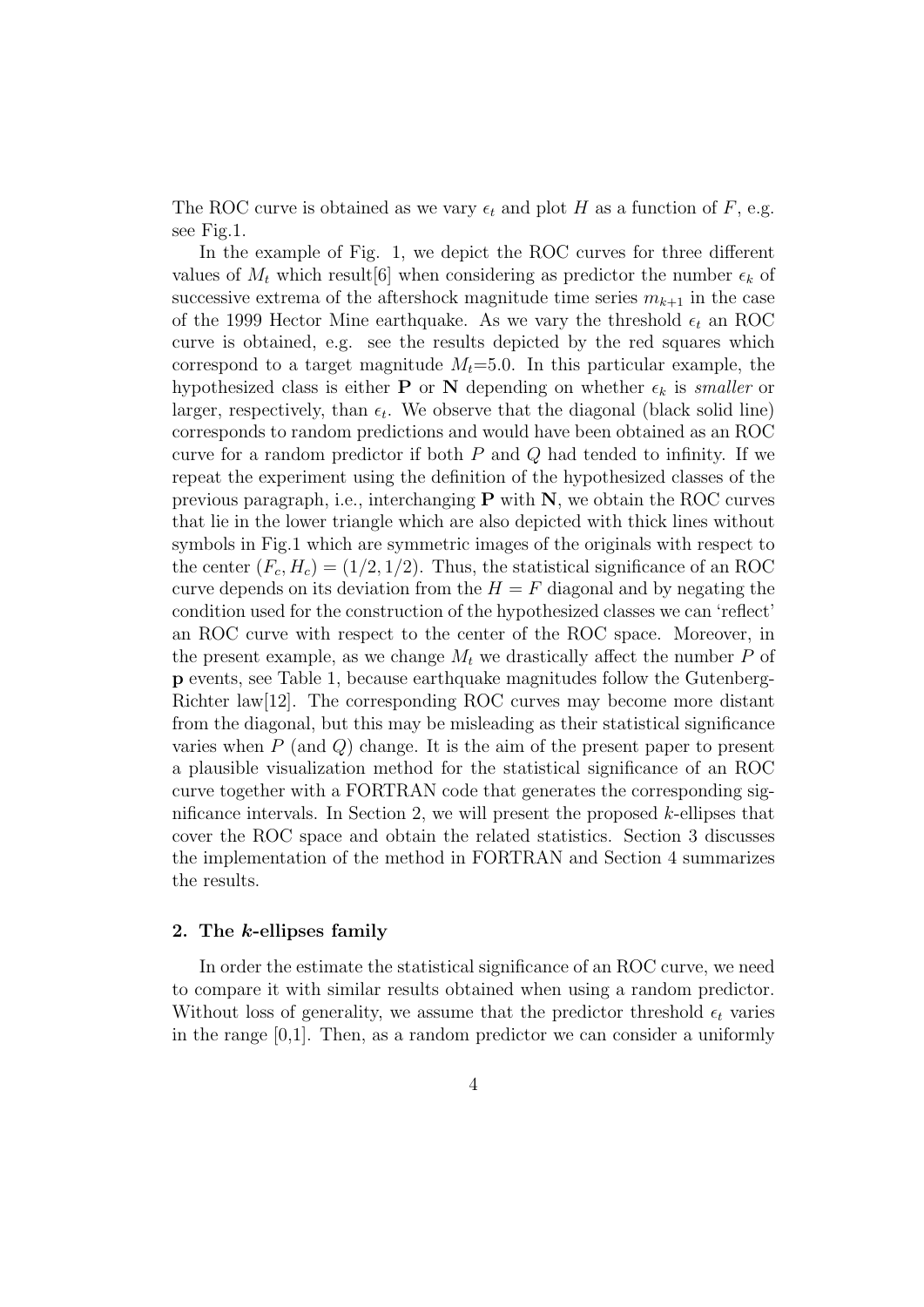The ROC curve is obtained as we vary $\epsilon_t$ and plot $H$ as a function of $F$, e.g. see Fig.1.

In the example of Fig. 1, we depict the ROC curves for three different values of $M_t$ which result[6] when considering as predictor the number $\epsilon_k$ of successive extrema of the aftershock magnitude time series $m_{k+1}$ in the case of the 1999 Hector Mine earthquake. As we vary the threshold $\epsilon_t$ an ROC curve is obtained, e.g. see the results depicted by the red squares which correspond to a target magnitude $M_t$=5.0. In this particular example, the hypothesized class is either **P** or **N** depending on whether $\epsilon_k$ is *smaller* or larger, respectively, than $\epsilon_t$. We observe that the diagonal (black solid line) corresponds to random predictions and would have been obtained as an ROC curve for a random predictor if both $P$ and $Q$ had tended to infinity. If we repeat the experiment using the definition of the hypothesized classes of the previous paragraph, i.e., interchanging **P** with **N**, we obtain the ROC curves that lie in the lower triangle which are also depicted with thick lines without symbols in Fig.1 which are symmetric images of the originals with respect to the center $(F_c, H_c) = (1/2, 1/2)$. Thus, the statistical significance of an ROC curve depends on its deviation from the $H = F$ diagonal and by negating the condition used for the construction of the hypothesized classes we can 'reflect' an ROC curve with respect to the center of the ROC space. Moreover, in the present example, as we change $M_t$ we drastically affect the number $P$ of **p** events, see Table 1, because earthquake magnitudes follow the Gutenberg-Richter law[12]. The corresponding ROC curves may become more distant from the diagonal, but this may be misleading as their statistical significance varies when $P$ (and $Q$) change. It is the aim of the present paper to present a plausible visualization method for the statistical significance of an ROC curve together with a FORTRAN code that generates the corresponding significance intervals. In Section 2, we will present the proposed $k$-ellipses that cover the ROC space and obtain the related statistics. Section 3 discusses the implementation of the method in FORTRAN and Section 4 summarizes the results.

## 2. The *k*-ellipses family

In order the estimate the statistical significance of an ROC curve, we need to compare it with similar results obtained when using a random predictor. Without loss of generality, we assume that the predictor threshold $\epsilon_t$ varies in the range [0,1]. Then, as a random predictor we can consider a uniformly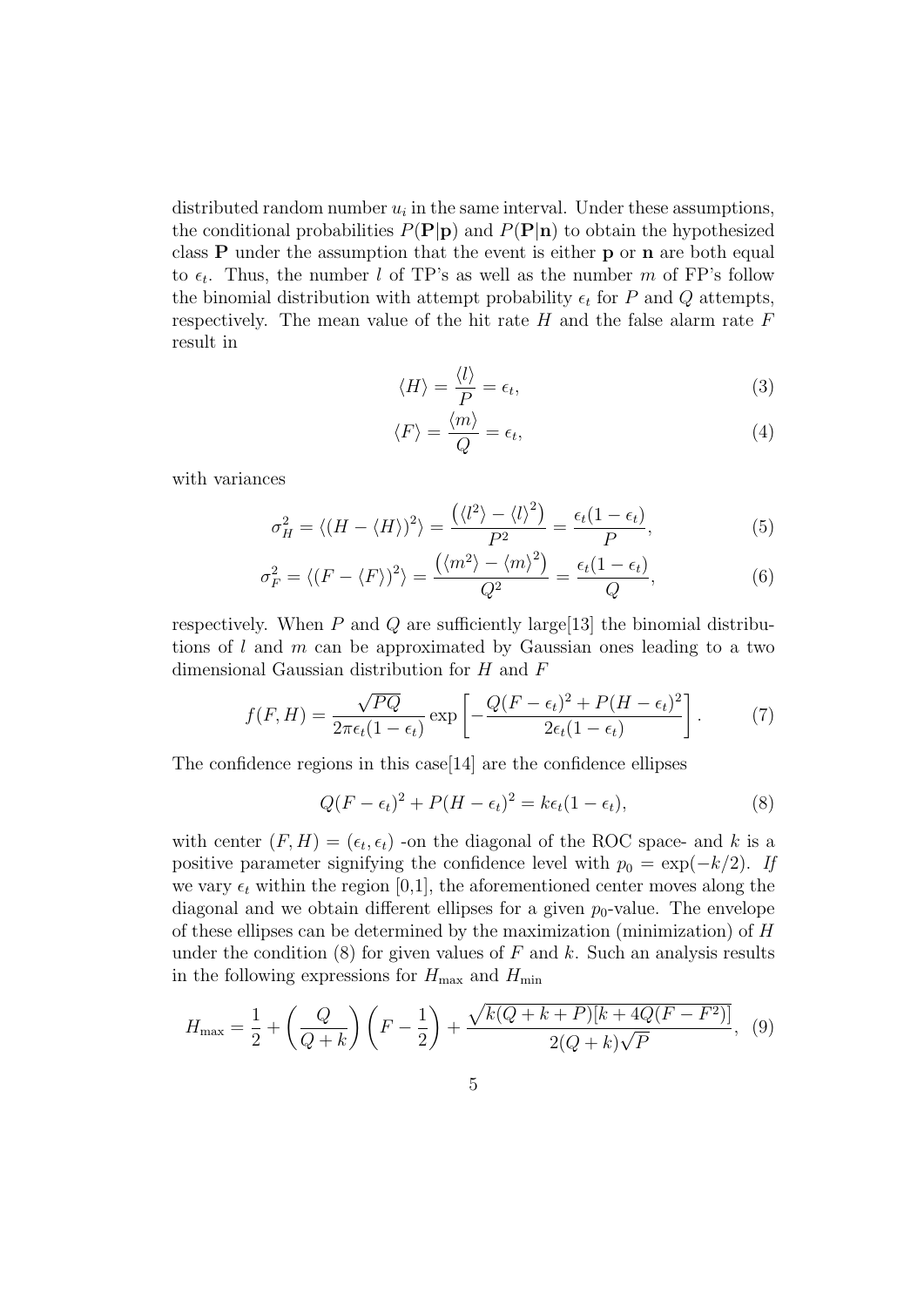distributed random number $u_i$ in the same interval. Under these assumptions, the conditional probabilities $P(\mathbf{P}|\mathbf{p})$ and $P(\mathbf{P}|\mathbf{n})$ to obtain the hypothesized class $\mathbf{P}$ under the assumption that the event is either $\mathbf{p}$ or $\mathbf{n}$ are both equal to $\epsilon_t$. Thus, the number $l$ of TP's as well as the number $m$ of FP's follow the binomial distribution with attempt probability $\epsilon_t$ for $P$ and $Q$ attempts, respectively. The mean value of the hit rate $H$ and the false alarm rate $F$ result in

$$\langle H \rangle = \frac{\langle l \rangle}{P} = \epsilon_t, \tag{3}$$

$$\langle F \rangle = \frac{\langle m \rangle}{Q} = \epsilon_t, \tag{4}$$

with variances

$$\sigma_H^2 = \langle (H - \langle H \rangle)^2 \rangle = \frac{\left(\langle l^2 \rangle - \langle l \rangle^2\right)}{P^2} = \frac{\epsilon_t(1-\epsilon_t)}{P}, \tag{5}$$

$$\sigma_F^2 = \langle (F - \langle F \rangle)^2 \rangle = \frac{\left(\langle m^2 \rangle - \langle m \rangle^2\right)}{Q^2} = \frac{\epsilon_t(1-\epsilon_t)}{Q}, \tag{6}$$

respectively. When $P$ and $Q$ are sufficiently large[13] the binomial distributions of $l$ and $m$ can be approximated by Gaussian ones leading to a two dimensional Gaussian distribution for $H$ and $F$

$$f(F,H) = \frac{\sqrt{PQ}}{2\pi\epsilon_t(1-\epsilon_t)} \exp\left[-\frac{Q(F-\epsilon_t)^2 + P(H-\epsilon_t)^2}{2\epsilon_t(1-\epsilon_t)}\right]. \tag{7}$$

The confidence regions in this case[14] are the confidence ellipses

$$Q(F-\epsilon_t)^2 + P(H-\epsilon_t)^2 = k\epsilon_t(1-\epsilon_t), \tag{8}$$

with center $(F, H) = (\epsilon_t, \epsilon_t)$ -on the diagonal of the ROC space- and $k$ is a positive parameter signifying the confidence level with $p_0 = \exp(-k/2)$. *If* we vary $\epsilon_t$ within the region [0,1], the aforementioned center moves along the diagonal and we obtain different ellipses for a given $p_0$-value. The envelope of these ellipses can be determined by the maximization (minimization) of $H$ under the condition (8) for given values of $F$ and $k$. Such an analysis results in the following expressions for $H_{\max}$ and $H_{\min}$

$$H_{\max} = \frac{1}{2} + \left(\frac{Q}{Q+k}\right)\left(F - \frac{1}{2}\right) + \frac{\sqrt{k(Q+k+P)[k+4Q(F-F^2)]}}{2(Q+k)\sqrt{P}}, \tag{9}$$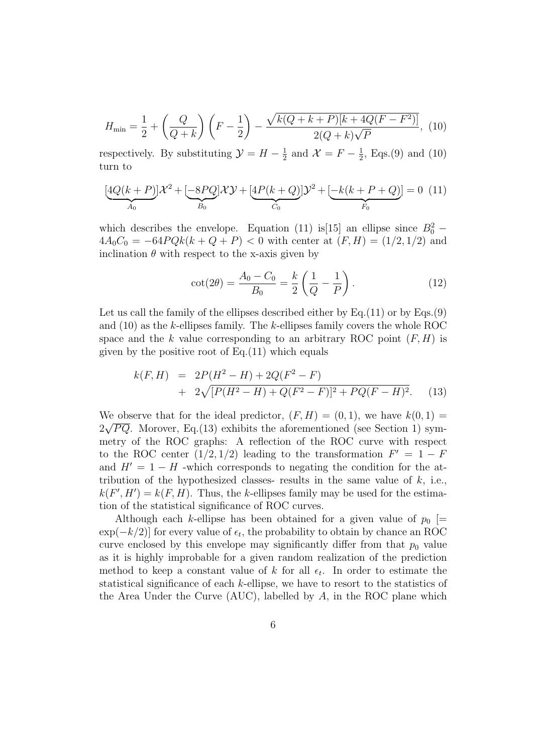$$H_{\min} = \frac{1}{2} + \left(\frac{Q}{Q+k}\right)\left(F - \frac{1}{2}\right) - \frac{\sqrt{k(Q+k+P)[k+4Q(F-F^2)]}}{2(Q+k)\sqrt{P}}, \tag{10}$$

respectively. By substituting $\mathcal{Y} = H - \frac{1}{2}$ and $\mathcal{X} = F - \frac{1}{2}$, Eqs.(9) and (10) turn to

$$\underbrace{[4Q(k+P)]}_{A_0}\mathcal{X}^2 + \underbrace{[-8PQ]}_{B_0}\mathcal{X}\mathcal{Y} + \underbrace{[4P(k+Q)]}_{C_0}\mathcal{Y}^2 + \underbrace{[-k(k+P+Q)]}_{F_0} = 0 \tag{11}$$

which describes the envelope. Equation (11) is[15] an ellipse since $B_0^2 - 4A_0C_0 = -64PQk(k+Q+P) < 0$ with center at $(F, H) = (1/2, 1/2)$ and inclination $\theta$ with respect to the x-axis given by

$$\cot(2\theta) = \frac{A_0 - C_0}{B_0} = \frac{k}{2}\left(\frac{1}{Q} - \frac{1}{P}\right). \tag{12}$$

Let us call the family of the ellipses described either by Eq.(11) or by Eqs.(9) and (10) as the $k$-ellipses family. The $k$-ellipses family covers the whole ROC space and the $k$ value corresponding to an arbitrary ROC point $(F, H)$ is given by the positive root of Eq.(11) which equals

$$\begin{aligned} k(F,H) &= 2P(H^2 - H) + 2Q(F^2 - F) \\ &+ 2\sqrt{[P(H^2 - H) + Q(F^2 - F)]^2 + PQ(F - H)^2}. \end{aligned} \tag{13}$$

We observe that for the ideal predictor, $(F, H) = (0, 1)$, we have $k(0, 1) = 2\sqrt{PQ}$. Morover, Eq.(13) exhibits the aforementioned (see Section 1) symmetry of the ROC graphs: A reflection of the ROC curve with respect to the ROC center $(1/2, 1/2)$ leading to the transformation $F' = 1 - F$ and $H' = 1 - H$ -which corresponds to negating the condition for the attribution of the hypothesized classes- results in the same value of $k$, i.e., $k(F', H') = k(F, H)$. Thus, the $k$-ellipses family may be used for the estimation of the statistical significance of ROC curves.

Although each $k$-ellipse has been obtained for a given value of $p_0$ [$= \exp(-k/2)$] for every value of $\epsilon_t$, the probability to obtain by chance an ROC curve enclosed by this envelope may significantly differ from that $p_0$ value as it is highly improbable for a given random realization of the prediction method to keep a constant value of $k$ for all $\epsilon_t$. In order to estimate the statistical significance of each $k$-ellipse, we have to resort to the statistics of the Area Under the Curve (AUC), labelled by $A$, in the ROC plane which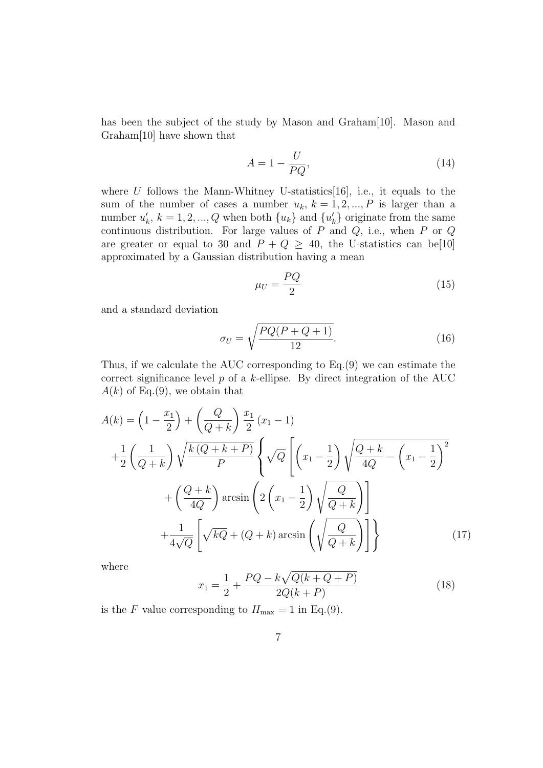has been the subject of the study by Mason and Graham[10]. Mason and Graham[10] have shown that

$$A = 1 - \frac{U}{PQ}, \tag{14}$$

where $U$ follows the Mann-Whitney U-statistics[16], i.e., it equals to the sum of the number of cases a number $u_k$, $k = 1, 2, ..., P$ is larger than a number $u'_k$, $k = 1, 2, ..., Q$ when both $\{u_k\}$ and $\{u'_k\}$ originate from the same continuous distribution. For large values of $P$ and $Q$, i.e., when $P$ or $Q$ are greater or equal to 30 and $P + Q \geq 40$, the U-statistics can be[10] approximated by a Gaussian distribution having a mean

$$\mu_U = \frac{PQ}{2} \tag{15}$$

and a standard deviation

$$\sigma_U = \sqrt{\frac{PQ(P + Q + 1)}{12}}. \tag{16}$$

Thus, if we calculate the AUC corresponding to Eq.(9) we can estimate the correct significance level $p$ of a $k$-ellipse. By direct integration of the AUC $A(k)$ of Eq.(9), we obtain that

$$\begin{aligned}
A(k) &= \left(1 - \frac{x_1}{2}\right) + \left(\frac{Q}{Q+k}\right)\frac{x_1}{2}\left(x_1 - 1\right) \\
&+ \frac{1}{2}\left(\frac{1}{Q+k}\right)\sqrt{\frac{k\left(Q+k+P\right)}{P}}\left\{\sqrt{Q}\left[\left(x_1 - \frac{1}{2}\right)\sqrt{\frac{Q+k}{4Q} - \left(x_1 - \frac{1}{2}\right)^2}\right.\right. \\
&\quad \left. + \left(\frac{Q+k}{4Q}\right)\arcsin\left(2\left(x_1 - \frac{1}{2}\right)\sqrt{\frac{Q}{Q+k}}\right)\right] \\
&\quad \left. + \frac{1}{4\sqrt{Q}}\left[\sqrt{kQ} + (Q+k)\arcsin\left(\sqrt{\frac{Q}{Q+k}}\right)\right]\right\}
\end{aligned} \tag{17}$$

where

$$x_1 = \frac{1}{2} + \frac{PQ - k\sqrt{Q(k+Q+P)}}{2Q(k+P)} \tag{18}$$

is the $F$ value corresponding to $H_{\max} = 1$ in Eq.(9).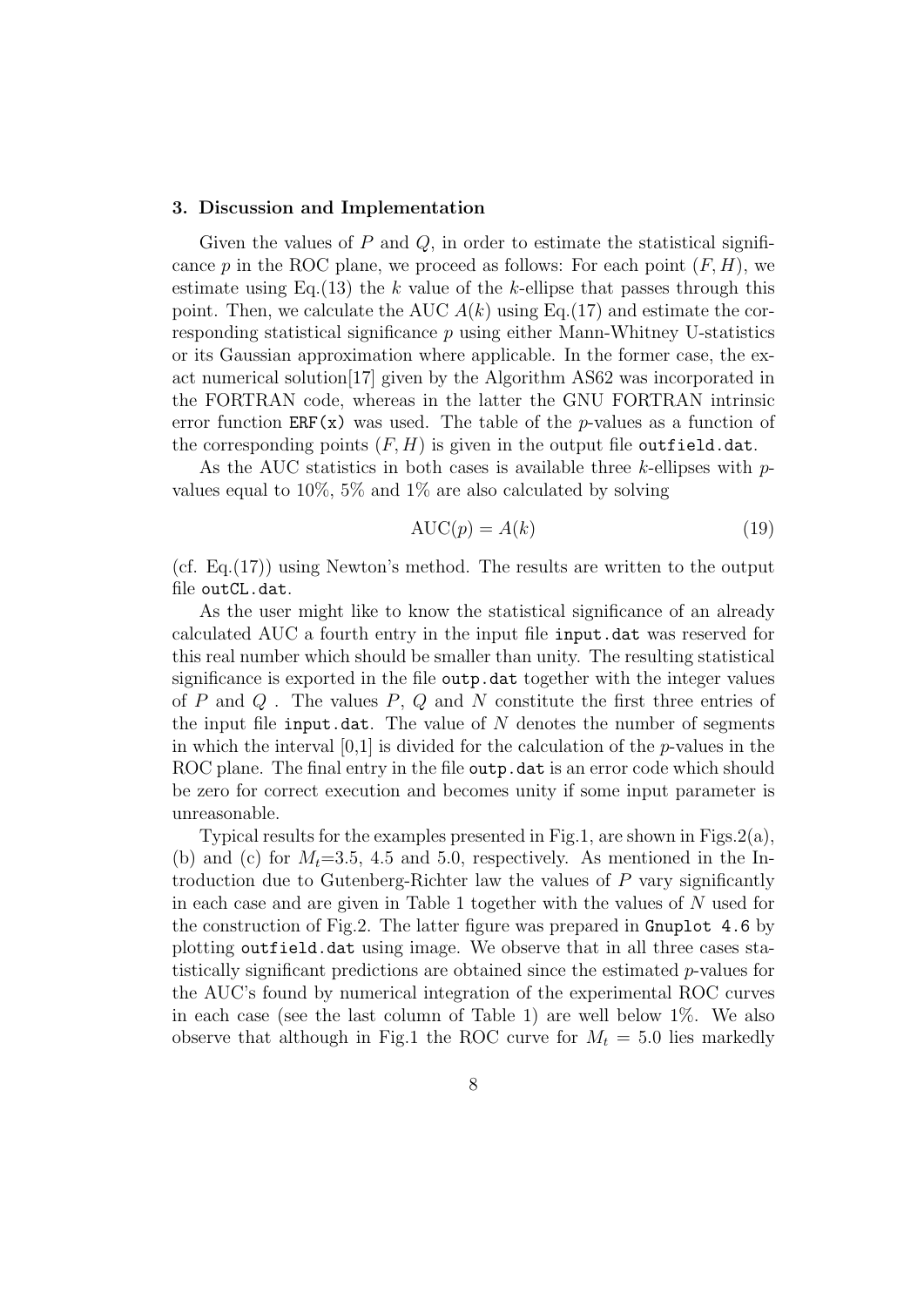### 3. Discussion and Implementation

Given the values of $P$ and $Q$, in order to estimate the statistical significance $p$ in the ROC plane, we proceed as follows: For each point $(F, H)$, we estimate using Eq.(13) the $k$ value of the $k$-ellipse that passes through this point. Then, we calculate the AUC $A(k)$ using Eq.(17) and estimate the corresponding statistical significance $p$ using either Mann-Whitney U-statistics or its Gaussian approximation where applicable. In the former case, the exact numerical solution[17] given by the Algorithm AS62 was incorporated in the FORTRAN code, whereas in the latter the GNU FORTRAN intrinsic error function `ERF(x)` was used. The table of the $p$-values as a function of the corresponding points $(F, H)$ is given in the output file `outfield.dat`.

As the AUC statistics in both cases is available three $k$-ellipses with $p$-values equal to 10%, 5% and 1% are also calculated by solving

$$\mathrm{AUC}(p) = A(k) \tag{19}$$

(cf. Eq.(17)) using Newton's method. The results are written to the output file `outCL.dat`.

As the user might like to know the statistical significance of an already calculated AUC a fourth entry in the input file `input.dat` was reserved for this real number which should be smaller than unity. The resulting statistical significance is exported in the file `outp.dat` together with the integer values of $P$ and $Q$ . The values $P$, $Q$ and $N$ constitute the first three entries of the input file `input.dat`. The value of $N$ denotes the number of segments in which the interval [0,1] is divided for the calculation of the $p$-values in the ROC plane. The final entry in the file `outp.dat` is an error code which should be zero for correct execution and becomes unity if some input parameter is unreasonable.

Typical results for the examples presented in Fig.1, are shown in Figs.2(a), (b) and (c) for $M_t$=3.5, 4.5 and 5.0, respectively. As mentioned in the Introduction due to Gutenberg-Richter law the values of $P$ vary significantly in each case and are given in Table 1 together with the values of $N$ used for the construction of Fig.2. The latter figure was prepared in `Gnuplot 4.6` by plotting `outfield.dat` using image. We observe that in all three cases statistically significant predictions are obtained since the estimated $p$-values for the AUC's found by numerical integration of the experimental ROC curves in each case (see the last column of Table 1) are well below 1%. We also observe that although in Fig.1 the ROC curve for $M_t$ = 5.0 lies markedly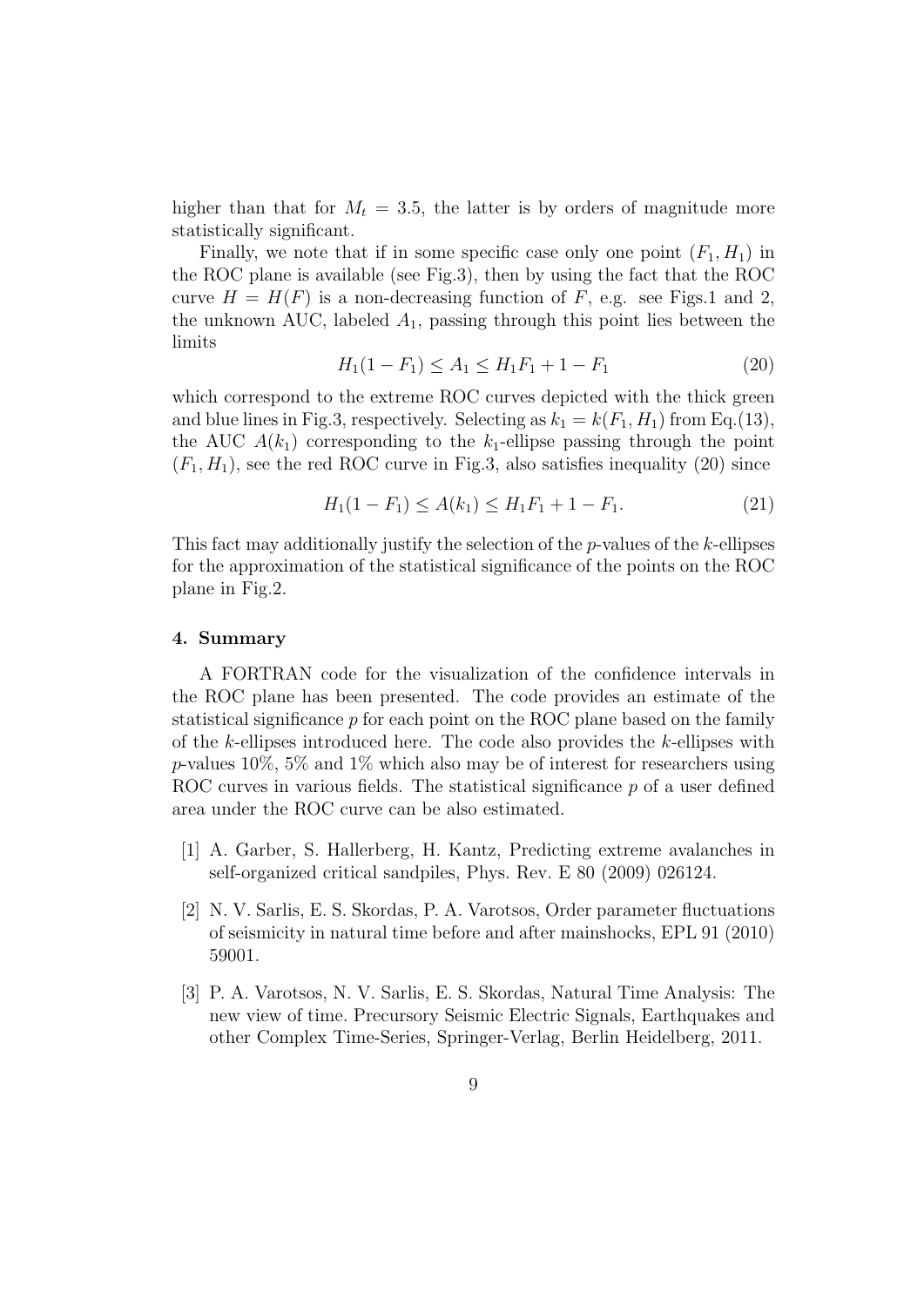higher than that for $M_t = 3.5$, the latter is by orders of magnitude more statistically significant.

Finally, we note that if in some specific case only one point $(F_1, H_1)$ in the ROC plane is available (see Fig.3), then by using the fact that the ROC curve $H = H(F)$ is a non-decreasing function of $F$, e.g. see Figs.1 and 2, the unknown AUC, labeled $A_1$, passing through this point lies between the limits

$$H_1(1 - F_1) \leq A_1 \leq H_1 F_1 + 1 - F_1 \tag{20}$$

which correspond to the extreme ROC curves depicted with the thick green and blue lines in Fig.3, respectively. Selecting as $k_1 = k(F_1, H_1)$ from Eq.(13), the AUC $A(k_1)$ corresponding to the $k_1$-ellipse passing through the point $(F_1, H_1)$, see the red ROC curve in Fig.3, also satisfies inequality (20) since

$$H_1(1 - F_1) \leq A(k_1) \leq H_1 F_1 + 1 - F_1. \tag{21}$$

This fact may additionally justify the selection of the $p$-values of the $k$-ellipses for the approximation of the statistical significance of the points on the ROC plane in Fig.2.

#### 4. Summary

A FORTRAN code for the visualization of the confidence intervals in the ROC plane has been presented. The code provides an estimate of the statistical significance $p$ for each point on the ROC plane based on the family of the $k$-ellipses introduced here. The code also provides the $k$-ellipses with $p$-values 10%, 5% and 1% which also may be of interest for researchers using ROC curves in various fields. The statistical significance $p$ of a user defined area under the ROC curve can be also estimated.

[1] A. Garber, S. Hallerberg, H. Kantz, Predicting extreme avalanches in self-organized critical sandpiles, Phys. Rev. E 80 (2009) 026124.

[2] N. V. Sarlis, E. S. Skordas, P. A. Varotsos, Order parameter fluctuations of seismicity in natural time before and after mainshocks, EPL 91 (2010) 59001.

[3] P. A. Varotsos, N. V. Sarlis, E. S. Skordas, Natural Time Analysis: The new view of time. Precursory Seismic Electric Signals, Earthquakes and other Complex Time-Series, Springer-Verlag, Berlin Heidelberg, 2011.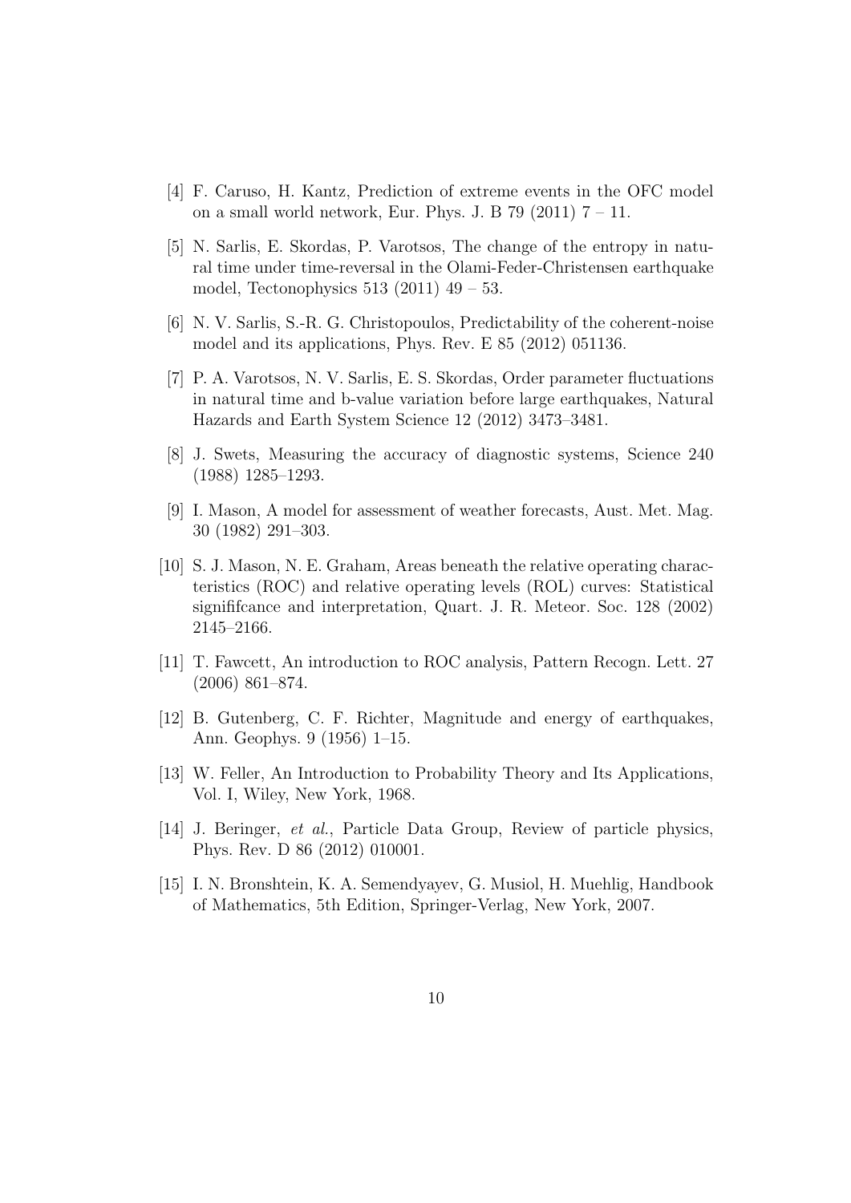[4] F. Caruso, H. Kantz, Prediction of extreme events in the OFC model on a small world network, Eur. Phys. J. B 79 (2011) 7 – 11.

[5] N. Sarlis, E. Skordas, P. Varotsos, The change of the entropy in natural time under time-reversal in the Olami-Feder-Christensen earthquake model, Tectonophysics 513 (2011) 49 – 53.

[6] N. V. Sarlis, S.-R. G. Christopoulos, Predictability of the coherent-noise model and its applications, Phys. Rev. E 85 (2012) 051136.

[7] P. A. Varotsos, N. V. Sarlis, E. S. Skordas, Order parameter fluctuations in natural time and b-value variation before large earthquakes, Natural Hazards and Earth System Science 12 (2012) 3473–3481.

[8] J. Swets, Measuring the accuracy of diagnostic systems, Science 240 (1988) 1285–1293.

[9] I. Mason, A model for assessment of weather forecasts, Aust. Met. Mag. 30 (1982) 291–303.

[10] S. J. Mason, N. E. Graham, Areas beneath the relative operating characteristics (ROC) and relative operating levels (ROL) curves: Statistical signififcance and interpretation, Quart. J. R. Meteor. Soc. 128 (2002) 2145–2166.

[11] T. Fawcett, An introduction to ROC analysis, Pattern Recogn. Lett. 27 (2006) 861–874.

[12] B. Gutenberg, C. F. Richter, Magnitude and energy of earthquakes, Ann. Geophys. 9 (1956) 1–15.

[13] W. Feller, An Introduction to Probability Theory and Its Applications, Vol. I, Wiley, New York, 1968.

[14] J. Beringer, *et al.*, Particle Data Group, Review of particle physics, Phys. Rev. D 86 (2012) 010001.

[15] I. N. Bronshtein, K. A. Semendyayev, G. Musiol, H. Muehlig, Handbook of Mathematics, 5th Edition, Springer-Verlag, New York, 2007.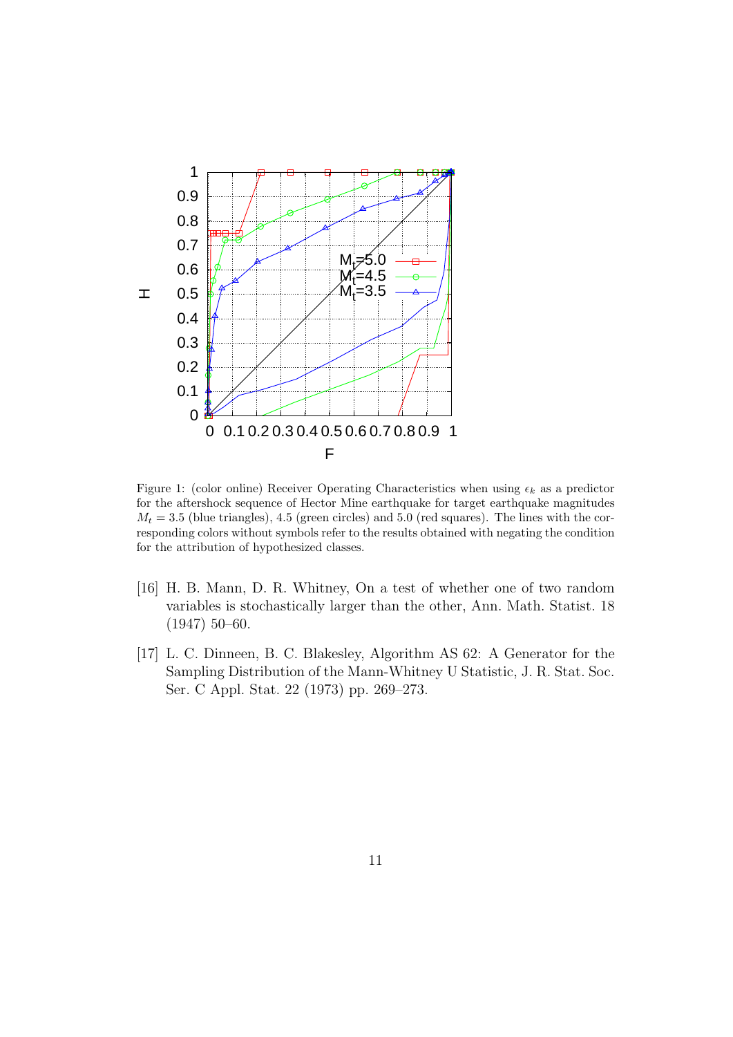Figure 1: (color online) Receiver Operating Characteristics when using $\epsilon_k$ as a predictor for the aftershock sequence of Hector Mine earthquake for target earthquake magnitudes $M_t = 3.5$ (blue triangles), 4.5 (green circles) and 5.0 (red squares). The lines with the corresponding colors without symbols refer to the results obtained with negating the condition for the attribution of hypothesized classes.

[16] H. B. Mann, D. R. Whitney, On a test of whether one of two random variables is stochastically larger than the other, Ann. Math. Statist. 18 (1947) 50–60.

[17] L. C. Dinneen, B. C. Blakesley, Algorithm AS 62: A Generator for the Sampling Distribution of the Mann-Whitney U Statistic, J. R. Stat. Soc. Ser. C Appl. Stat. 22 (1973) pp. 269–273.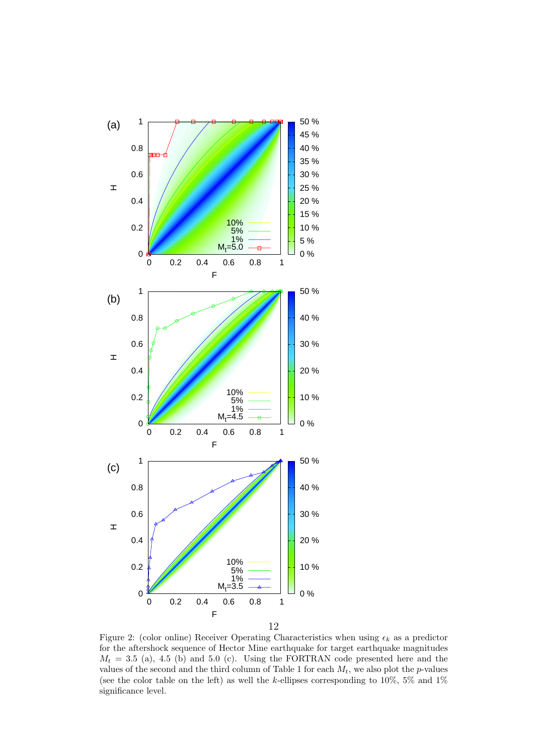Figure 2: (color online) Receiver Operating Characteristics when using $\epsilon_k$ as a predictor for the aftershock sequence of Hector Mine earthquake for target earthquake magnitudes $M_t = 3.5$ (a), 4.5 (b) and 5.0 (c). Using the FORTRAN code presented here and the values of the second and the third column of Table 1 for each $M_t$, we also plot the $p$-values (see the color table on the left) as well the $k$-ellipses corresponding to 10%, 5% and 1% significance level.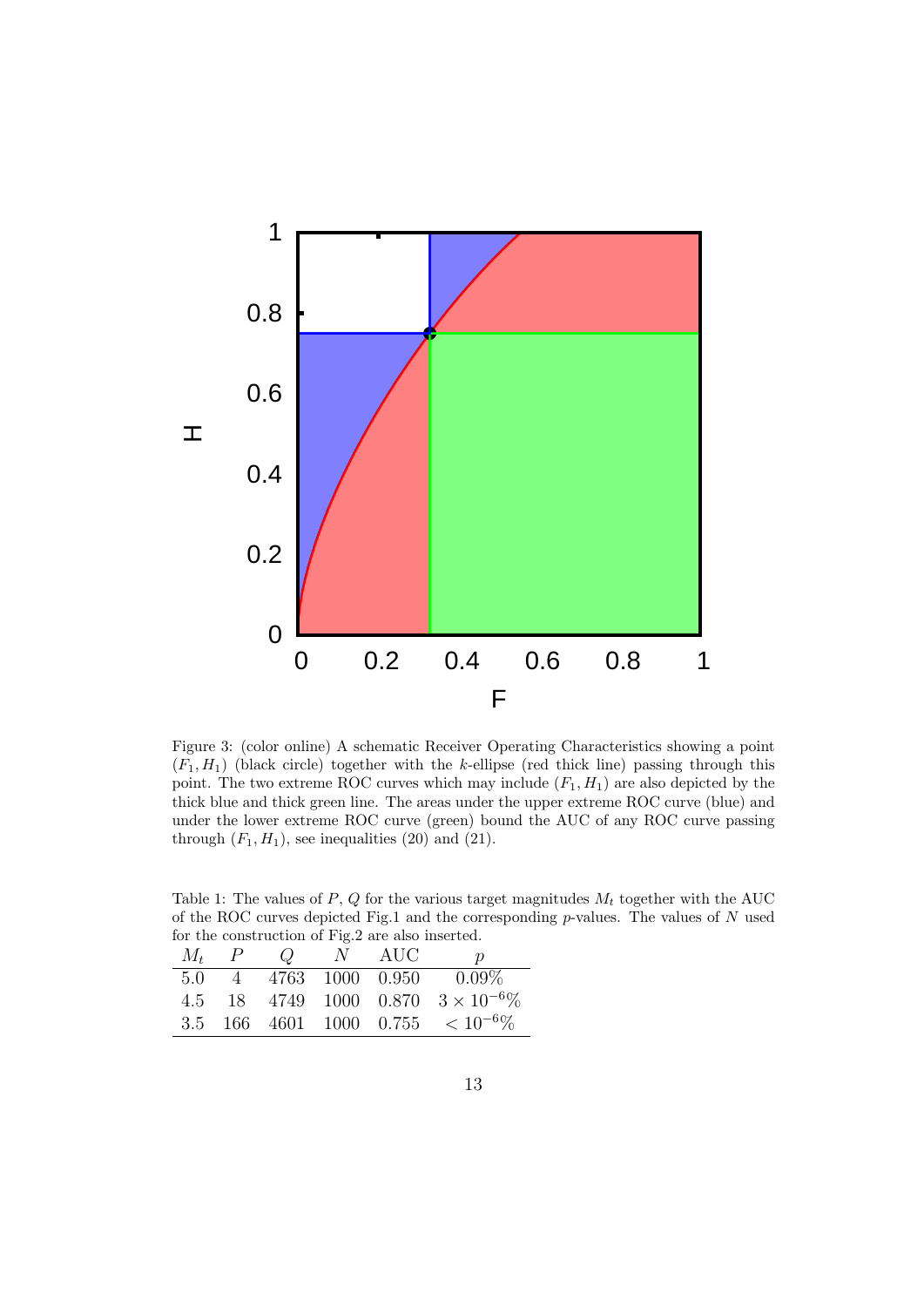1

0.8

0.6

H

0.4

0.2

0

0 0.2 0.4 0.6 0.8 1

F

Figure 3: (color online) A schematic Receiver Operating Characteristics showing a point $(F_1, H_1)$ (black circle) together with the $k$-ellipse (red thick line) passing through this point. The two extreme ROC curves which may include $(F_1, H_1)$ are also depicted by the thick blue and thick green line. The areas under the upper extreme ROC curve (blue) and under the lower extreme ROC curve (green) bound the AUC of any ROC curve passing through $(F_1, H_1)$, see inequalities (20) and (21).

Table 1: The values of $P$, $Q$ for the various target magnitudes $M_t$ together with the AUC of the ROC curves depicted Fig.1 and the corresponding $p$-values. The values of $N$ used for the construction of Fig.2 are also inserted.

| $M_t$ | $P$ | $Q$ | $N$ | AUC | $p$ |
|---|---|---|---|---|---|
| 5.0 | 4 | 4763 | 1000 | 0.950 | 0.09% |
| 4.5 | 18 | 4749 | 1000 | 0.870 | $3 \times 10^{-6}$% |
| 3.5 | 166 | 4601 | 1000 | 0.755 | $< 10^{-6}$% |